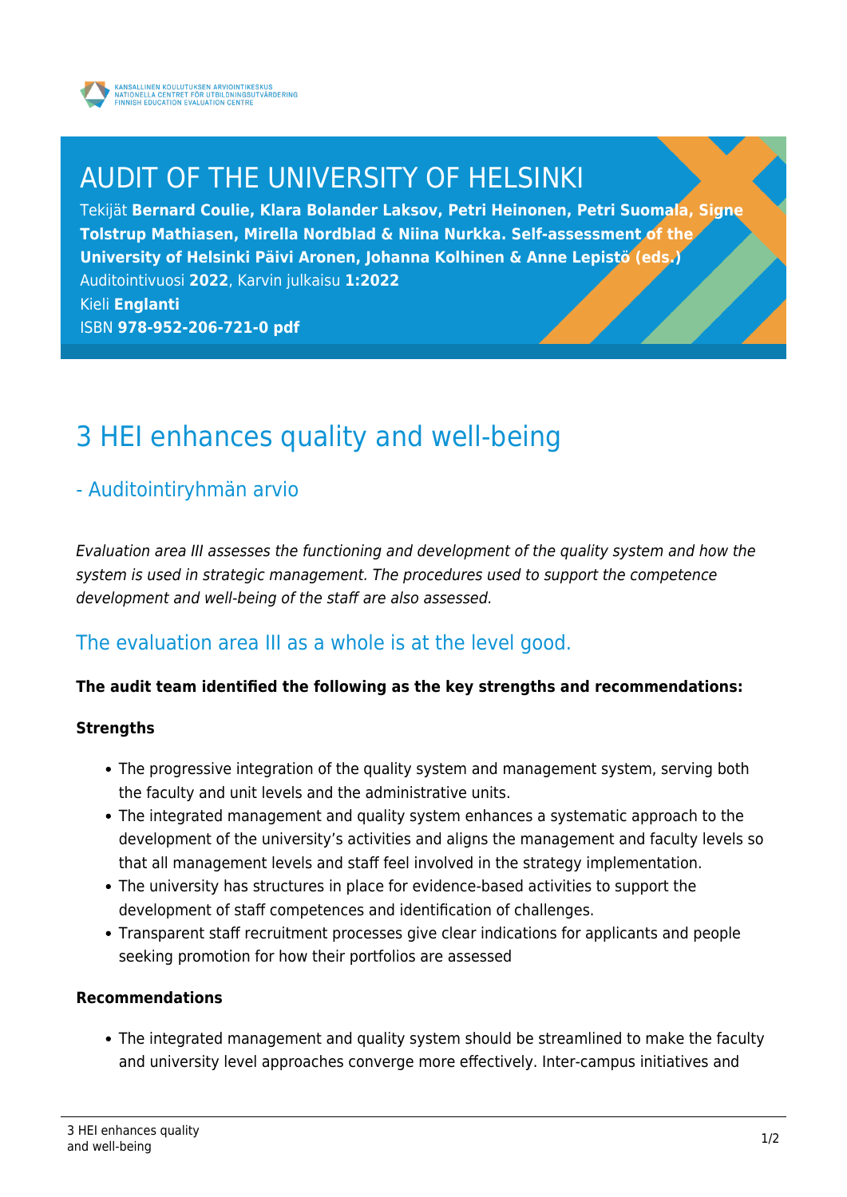KANSALLINEN KOULUTUKSEN ARVIOINTIKESKUS
NATIONELLA CENTRET FÖR UTBILDNINGSUTVÄRDERING
FINNISH EDUCATION EVALUATION CENTRE

# AUDIT OF THE UNIVERSITY OF HELSINKI

Tekijät **Bernard Coulie, Klara Bolander Laksov, Petri Heinonen, Petri Suomala, Signe Tolstrup Mathiasen, Mirella Nordblad & Niina Nurkka. Self-assessment of the University of Helsinki Päivi Aronen, Johanna Kolhinen & Anne Lepistö (eds.)**
Auditointivuosi **2022**, Karvin julkaisu **1:2022**
Kieli **Englanti**
ISBN **978-952-206-721-0 pdf**

# 3 HEI enhances quality and well-being

## - Auditointiryhmän arvio

*Evaluation area III assesses the functioning and development of the quality system and how the system is used in strategic management. The procedures used to support the competence development and well-being of the staff are also assessed.*

### The evaluation area III as a whole is at the level good.

**The audit team identified the following as the key strengths and recommendations:**

**Strengths**

- The progressive integration of the quality system and management system, serving both the faculty and unit levels and the administrative units.
- The integrated management and quality system enhances a systematic approach to the development of the university's activities and aligns the management and faculty levels so that all management levels and staff feel involved in the strategy implementation.
- The university has structures in place for evidence-based activities to support the development of staff competences and identification of challenges.
- Transparent staff recruitment processes give clear indications for applicants and people seeking promotion for how their portfolios are assessed

**Recommendations**

- The integrated management and quality system should be streamlined to make the faculty and university level approaches converge more effectively. Inter-campus initiatives and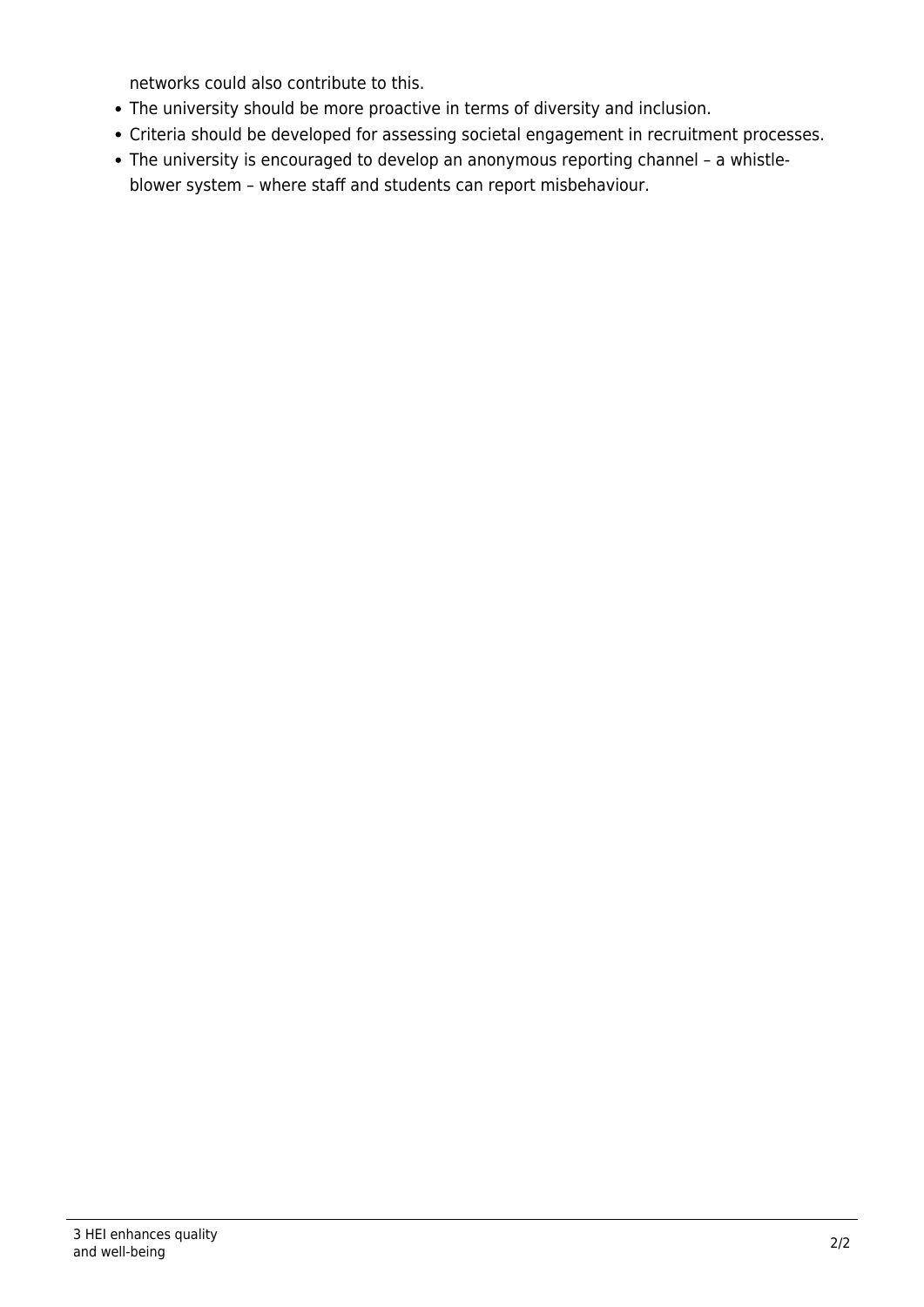networks could also contribute to this.

- The university should be more proactive in terms of diversity and inclusion.
- Criteria should be developed for assessing societal engagement in recruitment processes.
- The university is encouraged to develop an anonymous reporting channel – a whistle-blower system – where staff and students can report misbehaviour.